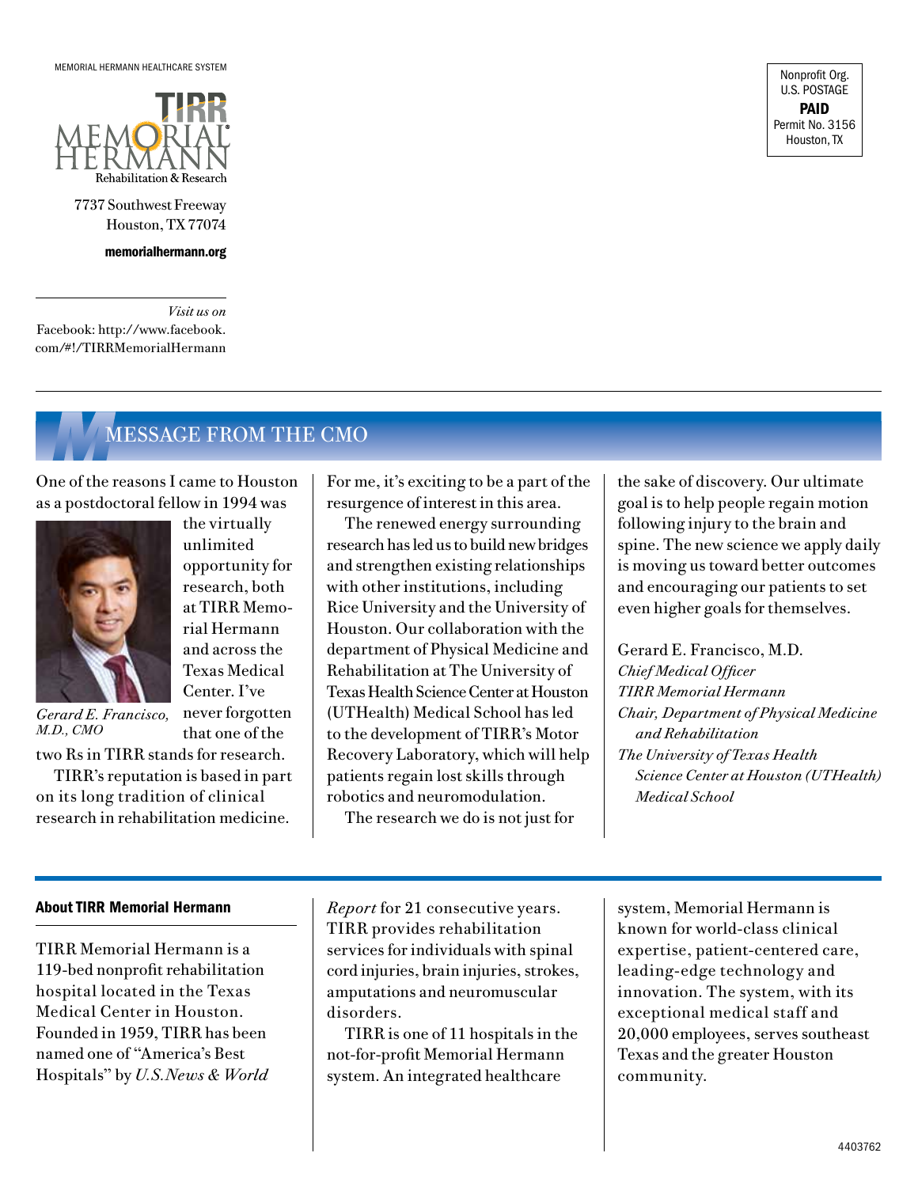MEMORIAL HERMANN HEALTHCARE SYSTEM

TIRR MEMORIAL HERMANN
Rehabilitation & Research

7737 Southwest Freeway
Houston, TX 77074

**memorialhermann.org**

*Visit us on*
Facebook: http://www.facebook.com/#!/TIRRMemorialHermann

Nonprofit Org.
U.S. POSTAGE
**PAID**
Permit No. 3156
Houston, TX

## MESSAGE FROM THE CMO

One of the reasons I came to Houston as a postdoctoral fellow in 1994 was the virtually unlimited opportunity for research, both at TIRR Memorial Hermann and across the Texas Medical Center. I've never forgotten that one of the two Rs in TIRR stands for research.

*Gerard E. Francisco, M.D., CMO*

TIRR's reputation is based in part on its long tradition of clinical research in rehabilitation medicine. For me, it's exciting to be a part of the resurgence of interest in this area.

The renewed energy surrounding research has led us to build new bridges and strengthen existing relationships with other institutions, including Rice University and the University of Houston. Our collaboration with the department of Physical Medicine and Rehabilitation at The University of Texas Health Science Center at Houston (UTHealth) Medical School has led to the development of TIRR's Motor Recovery Laboratory, which will help patients regain lost skills through robotics and neuromodulation.

The research we do is not just for the sake of discovery. Our ultimate goal is to help people regain motion following injury to the brain and spine. The new science we apply daily is moving us toward better outcomes and encouraging our patients to set even higher goals for themselves.

Gerard E. Francisco, M.D.
*Chief Medical Officer*
*TIRR Memorial Hermann*
*Chair, Department of Physical Medicine and Rehabilitation*
*The University of Texas Health Science Center at Houston (UTHealth) Medical School*

### About TIRR Memorial Hermann

TIRR Memorial Hermann is a 119-bed nonprofit rehabilitation hospital located in the Texas Medical Center in Houston. Founded in 1959, TIRR has been named one of "America's Best Hospitals" by *U.S.News & World Report* for 21 consecutive years. TIRR provides rehabilitation services for individuals with spinal cord injuries, brain injuries, strokes, amputations and neuromuscular disorders.

TIRR is one of 11 hospitals in the not-for-profit Memorial Hermann system. An integrated healthcare system, Memorial Hermann is known for world-class clinical expertise, patient-centered care, leading-edge technology and innovation. The system, with its exceptional medical staff and 20,000 employees, serves southeast Texas and the greater Houston community.

4403762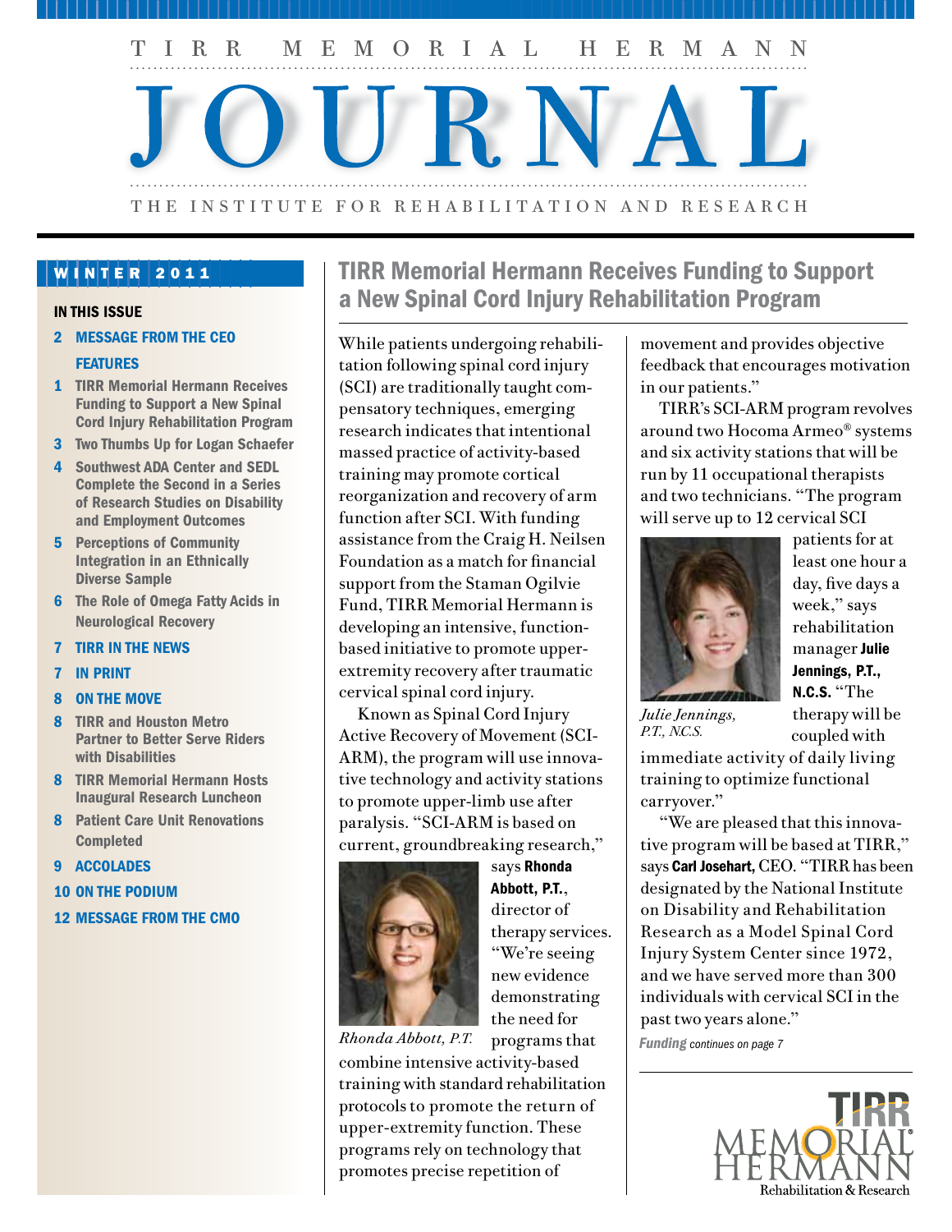# TIRR MEMORIAL HERMANN JOURNAL

THE INSTITUTE FOR REHABILITATION AND RESEARCH

**WINTER 2011**

**IN THIS ISSUE**

**2 MESSAGE FROM THE CEO**

**FEATURES**

**1** TIRR Memorial Hermann Receives Funding to Support a New Spinal Cord Injury Rehabilitation Program

**3** Two Thumbs Up for Logan Schaefer

**4** Southwest ADA Center and SEDL Complete the Second in a Series of Research Studies on Disability and Employment Outcomes

**5** Perceptions of Community Integration in an Ethnically Diverse Sample

**6** The Role of Omega Fatty Acids in Neurological Recovery

**7 TIRR IN THE NEWS**

**7 IN PRINT**

**8 ON THE MOVE**

**8** TIRR and Houston Metro Partner to Better Serve Riders with Disabilities

**8** TIRR Memorial Hermann Hosts Inaugural Research Luncheon

**8** Patient Care Unit Renovations Completed

**9 ACCOLADES**

**10 ON THE PODIUM**

**12 MESSAGE FROM THE CMO**

## TIRR Memorial Hermann Receives Funding to Support a New Spinal Cord Injury Rehabilitation Program

While patients undergoing rehabilitation following spinal cord injury (SCI) are traditionally taught compensatory techniques, emerging research indicates that intentional massed practice of activity-based training may promote cortical reorganization and recovery of arm function after SCI. With funding assistance from the Craig H. Neilsen Foundation as a match for financial support from the Staman Ogilvie Fund, TIRR Memorial Hermann is developing an intensive, function-based initiative to promote upper-extremity recovery after traumatic cervical spinal cord injury.

Known as Spinal Cord Injury Active Recovery of Movement (SCI-ARM), the program will use innovative technology and activity stations to promote upper-limb use after paralysis. "SCI-ARM is based on current, groundbreaking research," says **Rhonda Abbott, P.T.**, director of therapy services. "We're seeing new evidence demonstrating the need for programs that combine intensive activity-based training with standard rehabilitation protocols to promote the return of upper-extremity function. These programs rely on technology that promotes precise repetition of movement and provides objective feedback that encourages motivation in our patients."

*Rhonda Abbott, P.T.*

TIRR's SCI-ARM program revolves around two Hocoma Armeo® systems and six activity stations that will be run by 11 occupational therapists and two technicians. "The program will serve up to 12 cervical SCI patients for at least one hour a day, five days a week," says rehabilitation manager **Julie Jennings, P.T., N.C.S.** "The therapy will be coupled with immediate activity of daily living training to optimize functional carryover."

*Julie Jennings, P.T., N.C.S.*

"We are pleased that this innovative program will be based at TIRR," says **Carl Josehart**, CEO. "TIRR has been designated by the National Institute on Disability and Rehabilitation Research as a Model Spinal Cord Injury System Center since 1972, and we have served more than 300 individuals with cervical SCI in the past two years alone."

*Funding continues on page 7*

TIRR MEMORIAL HERMANN Rehabilitation & Research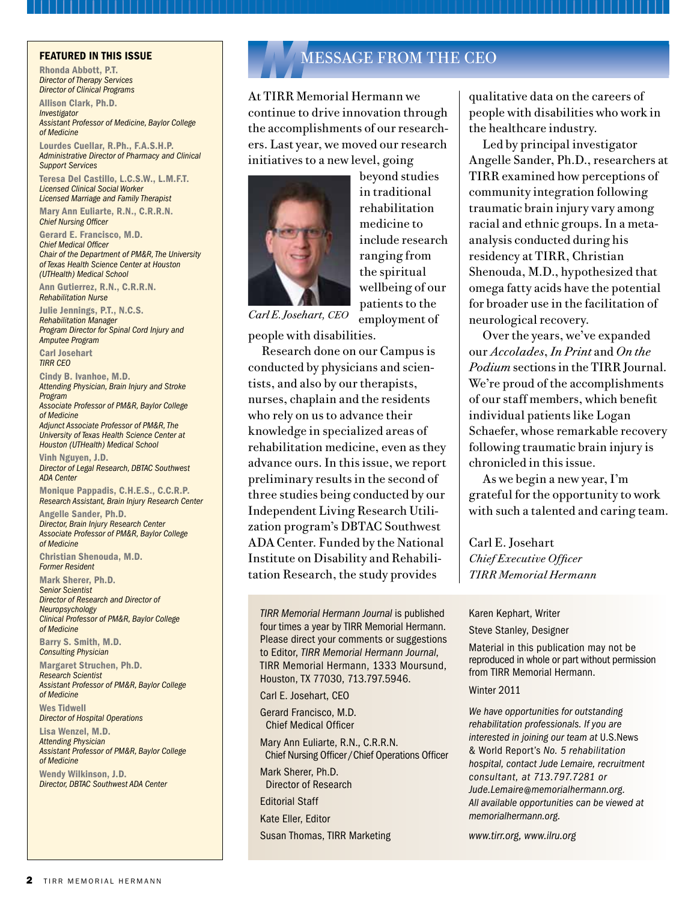## FEATURED IN THIS ISSUE

**Rhonda Abbott, P.T.**
*Director of Therapy Services*
*Director of Clinical Programs*

**Allison Clark, Ph.D.**
*Investigator*
*Assistant Professor of Medicine, Baylor College of Medicine*

**Lourdes Cuellar, R.Ph., F.A.S.H.P.**
*Administrative Director of Pharmacy and Clinical Support Services*

**Teresa Del Castillo, L.C.S.W., L.M.F.T.**
*Licensed Clinical Social Worker*
*Licensed Marriage and Family Therapist*

**Mary Ann Euliarte, R.N., C.R.R.N.**
*Chief Nursing Officer*

**Gerard E. Francisco, M.D.**
*Chief Medical Officer*
*Chair of the Department of PM&R, The University of Texas Health Science Center at Houston (UTHealth) Medical School*

**Ann Gutierrez, R.N., C.R.R.N.**
*Rehabilitation Nurse*

**Julie Jennings, P.T., N.C.S.**
*Rehabilitation Manager*
*Program Director for Spinal Cord Injury and Amputee Program*

**Carl Josehart**
*TIRR CEO*

**Cindy B. Ivanhoe, M.D.**
*Attending Physician, Brain Injury and Stroke Program*
*Associate Professor of PM&R, Baylor College of Medicine*
*Adjunct Associate Professor of PM&R, The University of Texas Health Science Center at Houston (UTHealth) Medical School*

**Vinh Nguyen, J.D.**
*Director of Legal Research, DBTAC Southwest ADA Center*

**Monique Pappadis, C.H.E.S., C.C.R.P.**
*Research Assistant, Brain Injury Research Center*

**Angelle Sander, Ph.D.**
*Director, Brain Injury Research Center*
*Associate Professor of PM&R, Baylor College of Medicine*

**Christian Shenouda, M.D.**
*Former Resident*

**Mark Sherer, Ph.D.**
*Senior Scientist*
*Director of Research and Director of Neuropsychology*
*Clinical Professor of PM&R, Baylor College of Medicine*

**Barry S. Smith, M.D.**
*Consulting Physician*

**Margaret Struchen, Ph.D.**
*Research Scientist*
*Assistant Professor of PM&R, Baylor College of Medicine*

**Wes Tidwell**
*Director of Hospital Operations*

**Lisa Wenzel, M.D.**
*Attending Physician*
*Assistant Professor of PM&R, Baylor College of Medicine*

**Wendy Wilkinson, J.D.**
*Director, DBTAC Southwest ADA Center*

# MESSAGE FROM THE CEO

At TIRR Memorial Hermann we continue to drive innovation through the accomplishments of our researchers. Last year, we moved our research initiatives to a new level, going beyond studies in traditional rehabilitation medicine to include research ranging from the spiritual wellbeing of our patients to the employment of people with disabilities.

*Carl E. Josehart, CEO*

Research done on our Campus is conducted by physicians and scientists, and also by our therapists, nurses, chaplain and the residents who rely on us to advance their knowledge in specialized areas of rehabilitation medicine, even as they advance ours. In this issue, we report preliminary results in the second of three studies being conducted by our Independent Living Research Utilization program's DBTAC Southwest ADA Center. Funded by the National Institute on Disability and Rehabilitation Research, the study provides qualitative data on the careers of people with disabilities who work in the healthcare industry.

Led by principal investigator Angelle Sander, Ph.D., researchers at TIRR examined how perceptions of community integration following traumatic brain injury vary among racial and ethnic groups. In a meta-analysis conducted during his residency at TIRR, Christian Shenouda, M.D., hypothesized that omega fatty acids have the potential for broader use in the facilitation of neurological recovery.

Over the years, we've expanded our *Accolades*, *In Print* and *On the Podium* sections in the TIRR Journal. We're proud of the accomplishments of our staff members, which benefit individual patients like Logan Schaefer, whose remarkable recovery following traumatic brain injury is chronicled in this issue.

As we begin a new year, I'm grateful for the opportunity to work with such a talented and caring team.

Carl E. Josehart
*Chief Executive Officer*
*TIRR Memorial Hermann*

*TIRR Memorial Hermann Journal* is published four times a year by TIRR Memorial Hermann. Please direct your comments or suggestions to Editor, *TIRR Memorial Hermann Journal*, TIRR Memorial Hermann, 1333 Moursund, Houston, TX 77030, 713.797.5946.

Carl E. Josehart, CEO

Gerard Francisco, M.D.
Chief Medical Officer

Mary Ann Euliarte, R.N., C.R.R.N.
Chief Nursing Officer / Chief Operations Officer

Mark Sherer, Ph.D.
Director of Research

Editorial Staff

Kate Eller, Editor

Susan Thomas, TIRR Marketing

Karen Kephart, Writer

Steve Stanley, Designer

Material in this publication may not be reproduced in whole or part without permission from TIRR Memorial Hermann.

Winter 2011

*We have opportunities for outstanding rehabilitation professionals. If you are interested in joining our team at* U.S.News & World Report's *No. 5 rehabilitation hospital, contact Jude Lemaire, recruitment consultant, at 713.797.7281 or Jude.Lemaire@memorialhermann.org. All available opportunities can be viewed at memorialhermann.org.*

*www.tirr.org, www.ilru.org*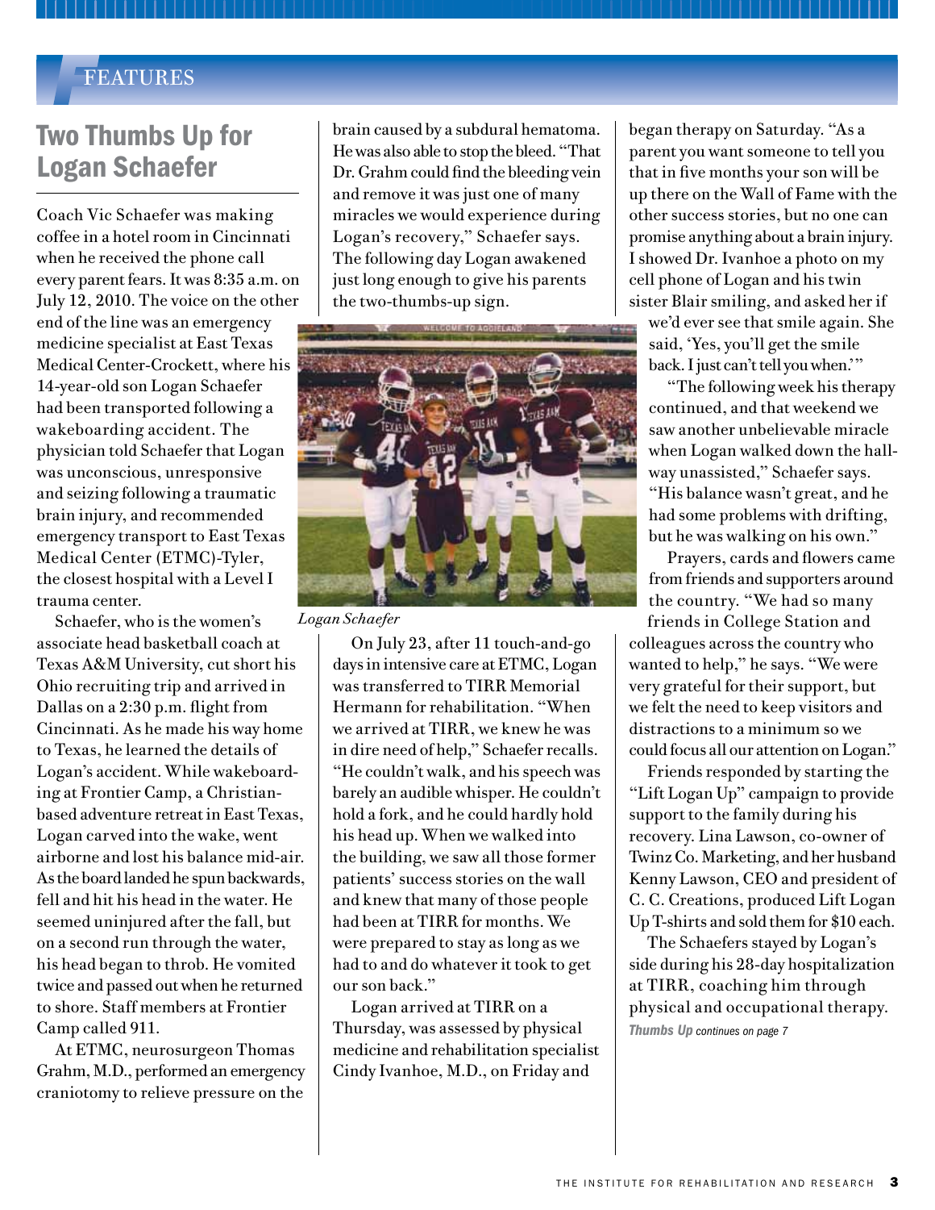FEATURES

## Two Thumbs Up for Logan Schaefer

Coach Vic Schaefer was making coffee in a hotel room in Cincinnati when he received the phone call every parent fears. It was 8:35 a.m. on July 12, 2010. The voice on the other end of the line was an emergency medicine specialist at East Texas Medical Center-Crockett, where his 14-year-old son Logan Schaefer had been transported following a wakeboarding accident. The physician told Schaefer that Logan was unconscious, unresponsive and seizing following a traumatic brain injury, and recommended emergency transport to East Texas Medical Center (ETMC)-Tyler, the closest hospital with a Level I trauma center.

Schaefer, who is the women's associate head basketball coach at Texas A&M University, cut short his Ohio recruiting trip and arrived in Dallas on a 2:30 p.m. flight from Cincinnati. As he made his way home to Texas, he learned the details of Logan's accident. While wakeboarding at Frontier Camp, a Christian-based adventure retreat in East Texas, Logan carved into the wake, went airborne and lost his balance mid-air. As the board landed he spun backwards, fell and hit his head in the water. He seemed uninjured after the fall, but on a second run through the water, his head began to throb. He vomited twice and passed out when he returned to shore. Staff members at Frontier Camp called 911.

At ETMC, neurosurgeon Thomas Grahm, M.D., performed an emergency craniotomy to relieve pressure on the brain caused by a subdural hematoma. He was also able to stop the bleed. "That Dr. Grahm could find the bleeding vein and remove it was just one of many miracles we would experience during Logan's recovery," Schaefer says. The following day Logan awakened just long enough to give his parents the two-thumbs-up sign.

*Logan Schaefer*

On July 23, after 11 touch-and-go days in intensive care at ETMC, Logan was transferred to TIRR Memorial Hermann for rehabilitation. "When we arrived at TIRR, we knew he was in dire need of help," Schaefer recalls. "He couldn't walk, and his speech was barely an audible whisper. He couldn't hold a fork, and he could hardly hold his head up. When we walked into the building, we saw all those former patients' success stories on the wall and knew that many of those people had been at TIRR for months. We were prepared to stay as long as we had to and do whatever it took to get our son back."

Logan arrived at TIRR on a Thursday, was assessed by physical medicine and rehabilitation specialist Cindy Ivanhoe, M.D., on Friday and began therapy on Saturday. "As a parent you want someone to tell you that in five months your son will be up there on the Wall of Fame with the other success stories, but no one can promise anything about a brain injury. I showed Dr. Ivanhoe a photo on my cell phone of Logan and his twin sister Blair smiling, and asked her if we'd ever see that smile again. She said, 'Yes, you'll get the smile back. I just can't tell you when.'"

"The following week his therapy continued, and that weekend we saw another unbelievable miracle when Logan walked down the hallway unassisted," Schaefer says. "His balance wasn't great, and he had some problems with drifting, but he was walking on his own."

Prayers, cards and flowers came from friends and supporters around the country. "We had so many friends in College Station and colleagues across the country who wanted to help," he says. "We were very grateful for their support, but we felt the need to keep visitors and distractions to a minimum so we could focus all our attention on Logan."

Friends responded by starting the "Lift Logan Up" campaign to provide support to the family during his recovery. Lina Lawson, co-owner of Twinz Co. Marketing, and her husband Kenny Lawson, CEO and president of C. C. Creations, produced Lift Logan Up T-shirts and sold them for $10 each.

The Schaefers stayed by Logan's side during his 28-day hospitalization at TIRR, coaching him through physical and occupational therapy.

***Thumbs Up*** *continues on page 7*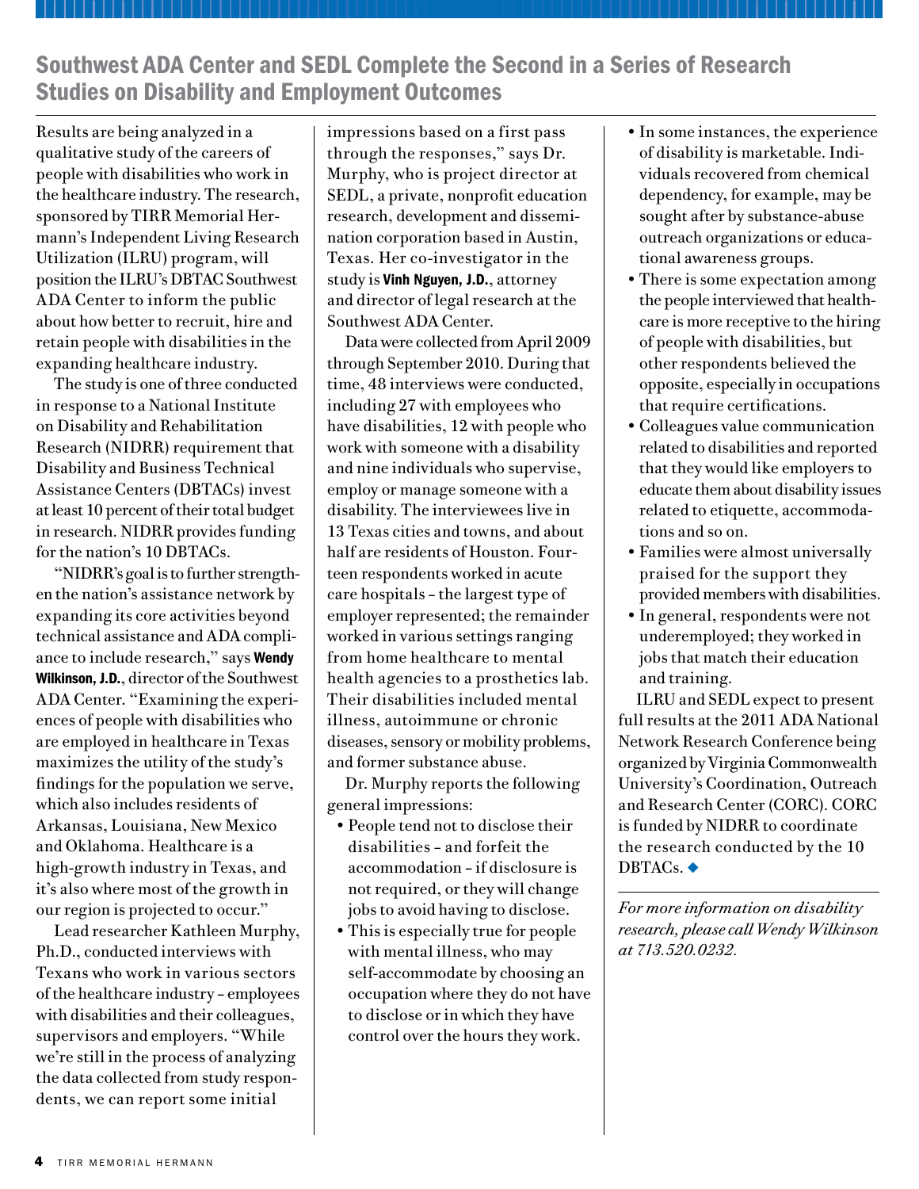## Southwest ADA Center and SEDL Complete the Second in a Series of Research Studies on Disability and Employment Outcomes

Results are being analyzed in a qualitative study of the careers of people with disabilities who work in the healthcare industry. The research, sponsored by TIRR Memorial Hermann's Independent Living Research Utilization (ILRU) program, will position the ILRU's DBTAC Southwest ADA Center to inform the public about how better to recruit, hire and retain people with disabilities in the expanding healthcare industry.

The study is one of three conducted in response to a National Institute on Disability and Rehabilitation Research (NIDRR) requirement that Disability and Business Technical Assistance Centers (DBTACs) invest at least 10 percent of their total budget in research. NIDRR provides funding for the nation's 10 DBTACs.

"NIDRR's goal is to further strengthen the nation's assistance network by expanding its core activities beyond technical assistance and ADA compliance to include research," says **Wendy Wilkinson, J.D.**, director of the Southwest ADA Center. "Examining the experiences of people with disabilities who are employed in healthcare in Texas maximizes the utility of the study's findings for the population we serve, which also includes residents of Arkansas, Louisiana, New Mexico and Oklahoma. Healthcare is a high-growth industry in Texas, and it's also where most of the growth in our region is projected to occur."

Lead researcher Kathleen Murphy, Ph.D., conducted interviews with Texans who work in various sectors of the healthcare industry – employees with disabilities and their colleagues, supervisors and employers. "While we're still in the process of analyzing the data collected from study respondents, we can report some initial impressions based on a first pass through the responses," says Dr. Murphy, who is project director at SEDL, a private, nonprofit education research, development and dissemination corporation based in Austin, Texas. Her co-investigator in the study is **Vinh Nguyen, J.D.**, attorney and director of legal research at the Southwest ADA Center.

Data were collected from April 2009 through September 2010. During that time, 48 interviews were conducted, including 27 with employees who have disabilities, 12 with people who work with someone with a disability and nine individuals who supervise, employ or manage someone with a disability. The interviewees live in 13 Texas cities and towns, and about half are residents of Houston. Fourteen respondents worked in acute care hospitals – the largest type of employer represented; the remainder worked in various settings ranging from home healthcare to mental health agencies to a prosthetics lab. Their disabilities included mental illness, autoimmune or chronic diseases, sensory or mobility problems, and former substance abuse.

Dr. Murphy reports the following general impressions:

- People tend not to disclose their disabilities – and forfeit the accommodation – if disclosure is not required, or they will change jobs to avoid having to disclose.
- This is especially true for people with mental illness, who may self-accommodate by choosing an occupation where they do not have to disclose or in which they have control over the hours they work.
- In some instances, the experience of disability is marketable. Individuals recovered from chemical dependency, for example, may be sought after by substance-abuse outreach organizations or educational awareness groups.
- There is some expectation among the people interviewed that healthcare is more receptive to the hiring of people with disabilities, but other respondents believed the opposite, especially in occupations that require certifications.
- Colleagues value communication related to disabilities and reported that they would like employers to educate them about disability issues related to etiquette, accommodations and so on.
- Families were almost universally praised for the support they provided members with disabilities.
- In general, respondents were not underemployed; they worked in jobs that match their education and training.

ILRU and SEDL expect to present full results at the 2011 ADA National Network Research Conference being organized by Virginia Commonwealth University's Coordination, Outreach and Research Center (CORC). CORC is funded by NIDRR to coordinate the research conducted by the 10 DBTACs. ◆

*For more information on disability research, please call Wendy Wilkinson at 713.520.0232.*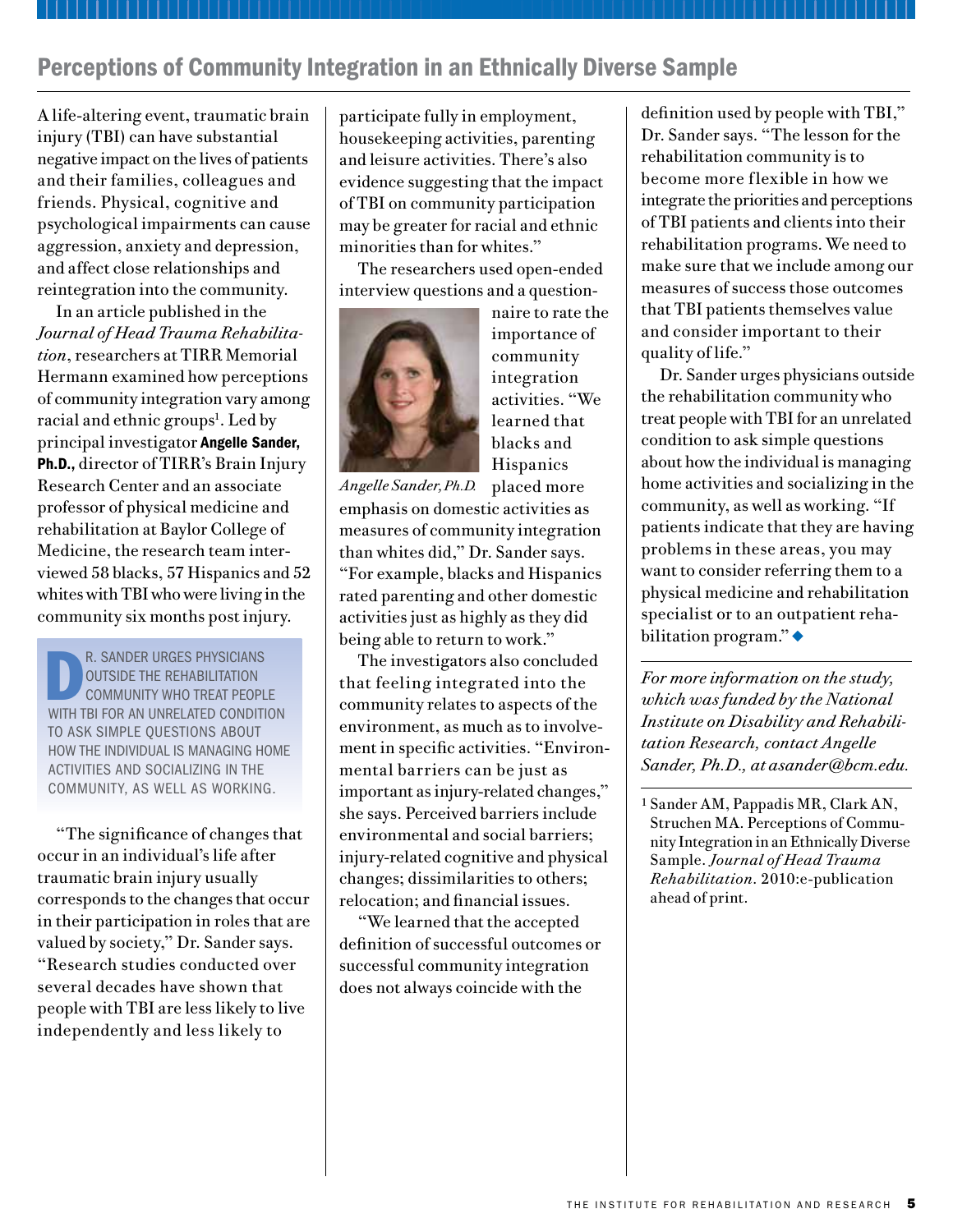## Perceptions of Community Integration in an Ethnically Diverse Sample

A life-altering event, traumatic brain injury (TBI) can have substantial negative impact on the lives of patients and their families, colleagues and friends. Physical, cognitive and psychological impairments can cause aggression, anxiety and depression, and affect close relationships and reintegration into the community.

In an article published in the *Journal of Head Trauma Rehabilitation*, researchers at TIRR Memorial Hermann examined how perceptions of community integration vary among racial and ethnic groups[1]. Led by principal investigator **Angelle Sander, Ph.D.,** director of TIRR's Brain Injury Research Center and an associate professor of physical medicine and rehabilitation at Baylor College of Medicine, the research team interviewed 58 blacks, 57 Hispanics and 52 whites with TBI who were living in the community six months post injury.

> DR. SANDER URGES PHYSICIANS OUTSIDE THE REHABILITATION COMMUNITY WHO TREAT PEOPLE WITH TBI FOR AN UNRELATED CONDITION TO ASK SIMPLE QUESTIONS ABOUT HOW THE INDIVIDUAL IS MANAGING HOME ACTIVITIES AND SOCIALIZING IN THE COMMUNITY, AS WELL AS WORKING.

"The significance of changes that occur in an individual's life after traumatic brain injury usually corresponds to the changes that occur in their participation in roles that are valued by society," Dr. Sander says. "Research studies conducted over several decades have shown that people with TBI are less likely to live independently and less likely to participate fully in employment, housekeeping activities, parenting and leisure activities. There's also evidence suggesting that the impact of TBI on community participation may be greater for racial and ethnic minorities than for whites."

The researchers used open-ended interview questions and a questionnaire to rate the importance of community integration activities. "We learned that blacks and Hispanics placed more emphasis on domestic activities as measures of community integration than whites did," Dr. Sander says. "For example, blacks and Hispanics rated parenting and other domestic activities just as highly as they did being able to return to work."

*Angelle Sander, Ph.D.*

The investigators also concluded that feeling integrated into the community relates to aspects of the environment, as much as to involvement in specific activities. "Environmental barriers can be just as important as injury-related changes," she says. Perceived barriers include environmental and social barriers; injury-related cognitive and physical changes; dissimilarities to others; relocation; and financial issues.

"We learned that the accepted definition of successful outcomes or successful community integration does not always coincide with the definition used by people with TBI," Dr. Sander says. "The lesson for the rehabilitation community is to become more flexible in how we integrate the priorities and perceptions of TBI patients and clients into their rehabilitation programs. We need to make sure that we include among our measures of success those outcomes that TBI patients themselves value and consider important to their quality of life."

Dr. Sander urges physicians outside the rehabilitation community who treat people with TBI for an unrelated condition to ask simple questions about how the individual is managing home activities and socializing in the community, as well as working. "If patients indicate that they are having problems in these areas, you may want to consider referring them to a physical medicine and rehabilitation specialist or to an outpatient rehabilitation program." ◆

---

*For more information on the study, which was funded by the National Institute on Disability and Rehabilitation Research, contact Angelle Sander, Ph.D., at asander@bcm.edu.*

---

[1] Sander AM, Pappadis MR, Clark AN, Struchen MA. Perceptions of Community Integration in an Ethnically Diverse Sample. *Journal of Head Trauma Rehabilitation*. 2010:e-publication ahead of print.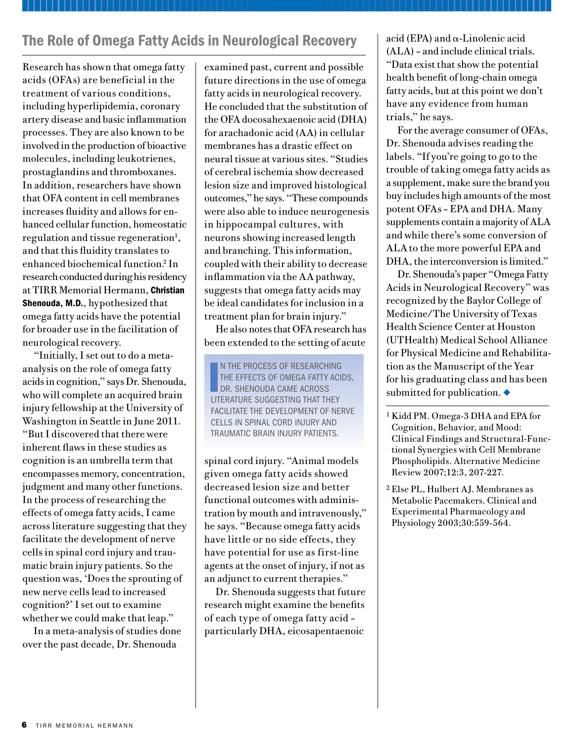## The Role of Omega Fatty Acids in Neurological Recovery

Research has shown that omega fatty acids (OFAs) are beneficial in the treatment of various conditions, including hyperlipidemia, coronary artery disease and basic inflammation processes. They are also known to be involved in the production of bioactive molecules, including leukotrienes, prostaglandins and thromboxanes. In addition, researchers have shown that OFA content in cell membranes increases fluidity and allows for enhanced cellular function, homeostatic regulation and tissue regeneration[1], and that this fluidity translates to enhanced biochemical function.[2] In research conducted during his residency at TIRR Memorial Hermann, **Christian Shenouda, M.D.**, hypothesized that omega fatty acids have the potential for broader use in the facilitation of neurological recovery.

"Initially, I set out to do a meta-analysis on the role of omega fatty acids in cognition," says Dr. Shenouda, who will complete an acquired brain injury fellowship at the University of Washington in Seattle in June 2011. "But I discovered that there were inherent flaws in these studies as cognition is an umbrella term that encompasses memory, concentration, judgment and many other functions. In the process of researching the effects of omega fatty acids, I came across literature suggesting that they facilitate the development of nerve cells in spinal cord injury and traumatic brain injury patients. So the question was, 'Does the sprouting of new nerve cells lead to increased cognition?' I set out to examine whether we could make that leap."

In a meta-analysis of studies done over the past decade, Dr. Shenouda examined past, current and possible future directions in the use of omega fatty acids in neurological recovery. He concluded that the substitution of the OFA docosahexaenoic acid (DHA) for arachadonic acid (AA) in cellular membranes has a drastic effect on neural tissue at various sites. "Studies of cerebral ischemia show decreased lesion size and improved histological outcomes," he says. "These compounds were also able to induce neurogenesis in hippocampal cultures, with neurons showing increased length and branching. This information, coupled with their ability to decrease inflammation via the AA pathway, suggests that omega fatty acids may be ideal candidates for inclusion in a treatment plan for brain injury."

He also notes that OFA research has been extended to the setting of acute spinal cord injury. "Animal models given omega fatty acids showed decreased lesion size and better functional outcomes with administration by mouth and intravenously," he says. "Because omega fatty acids have little or no side effects, they have potential for use as first-line agents at the onset of injury, if not as an adjunct to current therapies."

> IN THE PROCESS OF RESEARCHING THE EFFECTS OF OMEGA FATTY ACIDS, DR. SHENOUDA CAME ACROSS LITERATURE SUGGESTING THAT THEY FACILITATE THE DEVELOPMENT OF NERVE CELLS IN SPINAL CORD INJURY AND TRAUMATIC BRAIN INJURY PATIENTS.

Dr. Shenouda suggests that future research might examine the benefits of each type of omega fatty acid – particularly DHA, eicosapentaenoic acid (EPA) and α-Linolenic acid (ALA) – and include clinical trials. "Data exist that show the potential health benefit of long-chain omega fatty acids, but at this point we don't have any evidence from human trials," he says.

For the average consumer of OFAs, Dr. Shenouda advises reading the labels. "If you're going to go to the trouble of taking omega fatty acids as a supplement, make sure the brand you buy includes high amounts of the most potent OFAs – EPA and DHA. Many supplements contain a majority of ALA and while there's some conversion of ALA to the more powerful EPA and DHA, the interconversion is limited."

Dr. Shenouda's paper "Omega Fatty Acids in Neurological Recovery" was recognized by the Baylor College of Medicine/The University of Texas Health Science Center at Houston (UTHealth) Medical School Alliance for Physical Medicine and Rehabilitation as the Manuscript of the Year for his graduating class and has been submitted for publication. ◆

[1] Kidd PM. Omega-3 DHA and EPA for Cognition, Behavior, and Mood: Clinical Findings and Structural-Functional Synergies with Cell Membrane Phospholipids. Alternative Medicine Review 2007;12:3, 207-227.

[2] Else PL, Hulbert AJ. Membranes as Metabolic Pacemakers. Clinical and Experimental Pharmacology and Physiology 2003;30:559-564.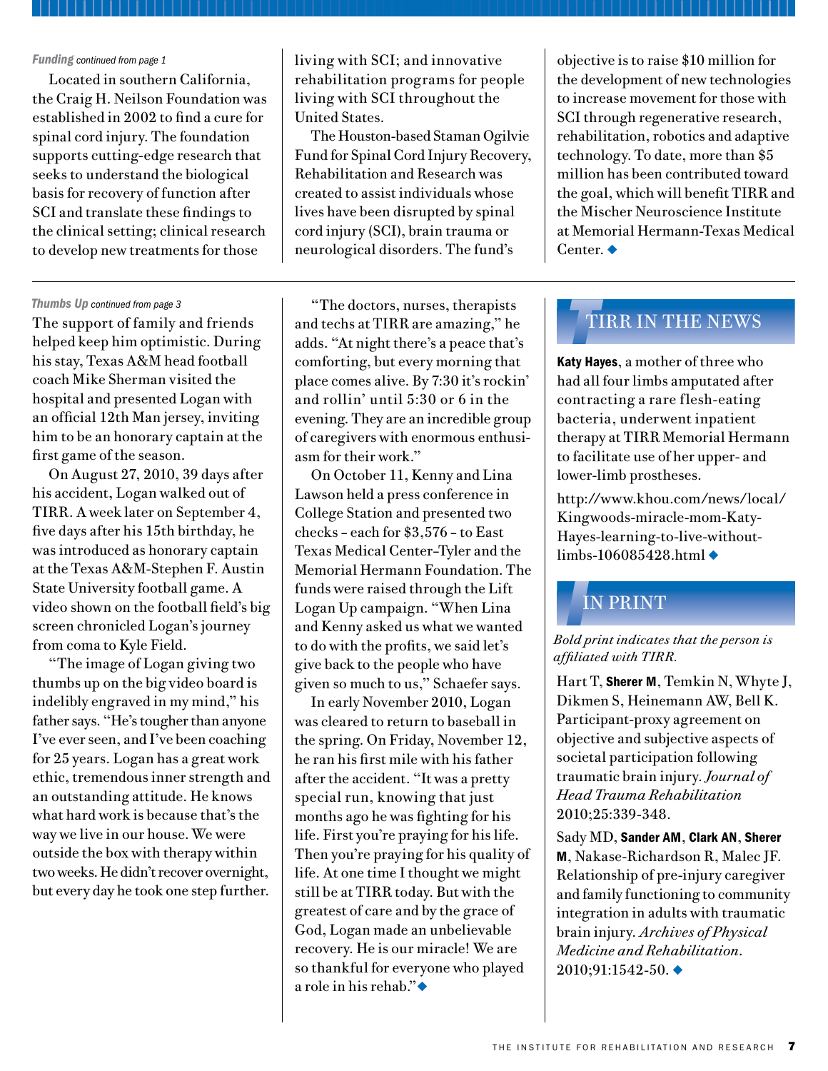*Funding continued from page 1*

Located in southern California, the Craig H. Neilson Foundation was established in 2002 to find a cure for spinal cord injury. The foundation supports cutting-edge research that seeks to understand the biological basis for recovery of function after SCI and translate these findings to the clinical setting; clinical research to develop new treatments for those living with SCI; and innovative rehabilitation programs for people living with SCI throughout the United States.

The Houston-based Staman Ogilvie Fund for Spinal Cord Injury Recovery, Rehabilitation and Research was created to assist individuals whose lives have been disrupted by spinal cord injury (SCI), brain trauma or neurological disorders. The fund's objective is to raise $10 million for the development of new technologies to increase movement for those with SCI through regenerative research, rehabilitation, robotics and adaptive technology. To date, more than $5 million has been contributed toward the goal, which will benefit TIRR and the Mischer Neuroscience Institute at Memorial Hermann-Texas Medical Center. ◆

---

*Thumbs Up continued from page 3*

The support of family and friends helped keep him optimistic. During his stay, Texas A&M head football coach Mike Sherman visited the hospital and presented Logan with an official 12th Man jersey, inviting him to be an honorary captain at the first game of the season.

On August 27, 2010, 39 days after his accident, Logan walked out of TIRR. A week later on September 4, five days after his 15th birthday, he was introduced as honorary captain at the Texas A&M-Stephen F. Austin State University football game. A video shown on the football field's big screen chronicled Logan's journey from coma to Kyle Field.

"The image of Logan giving two thumbs up on the big video board is indelibly engraved in my mind," his father says. "He's tougher than anyone I've ever seen, and I've been coaching for 25 years. Logan has a great work ethic, tremendous inner strength and an outstanding attitude. He knows what hard work is because that's the way we live in our house. We were outside the box with therapy within two weeks. He didn't recover overnight, but every day he took one step further.

"The doctors, nurses, therapists and techs at TIRR are amazing," he adds. "At night there's a peace that's comforting, but every morning that place comes alive. By 7:30 it's rockin' and rollin' until 5:30 or 6 in the evening. They are an incredible group of caregivers with enormous enthusiasm for their work."

On October 11, Kenny and Lina Lawson held a press conference in College Station and presented two checks – each for $3,576 – to East Texas Medical Center–Tyler and the Memorial Hermann Foundation. The funds were raised through the Lift Logan Up campaign. "When Lina and Kenny asked us what we wanted to do with the profits, we said let's give back to the people who have given so much to us," Schaefer says.

In early November 2010, Logan was cleared to return to baseball in the spring. On Friday, November 12, he ran his first mile with his father after the accident. "It was a pretty special run, knowing that just months ago he was fighting for his life. First you're praying for his life. Then you're praying for his quality of life. At one time I thought we might still be at TIRR today. But with the greatest of care and by the grace of God, Logan made an unbelievable recovery. He is our miracle! We are so thankful for everyone who played a role in his rehab."◆

## TIRR IN THE NEWS

**Katy Hayes**, a mother of three who had all four limbs amputated after contracting a rare flesh-eating bacteria, underwent inpatient therapy at TIRR Memorial Hermann to facilitate use of her upper- and lower-limb prostheses.

http://www.khou.com/news/local/Kingwoods-miracle-mom-Katy-Hayes-learning-to-live-without-limbs-106085428.html ◆

## IN PRINT

*Bold print indicates that the person is affiliated with TIRR.*

Hart T, **Sherer M**, Temkin N, Whyte J, Dikmen S, Heinemann AW, Bell K. Participant-proxy agreement on objective and subjective aspects of societal participation following traumatic brain injury. *Journal of Head Trauma Rehabilitation* 2010;25:339-348.

Sady MD, **Sander AM**, **Clark AN**, **Sherer M**, Nakase-Richardson R, Malec JF. Relationship of pre-injury caregiver and family functioning to community integration in adults with traumatic brain injury. *Archives of Physical Medicine and Rehabilitation*. 2010;91:1542-50. ◆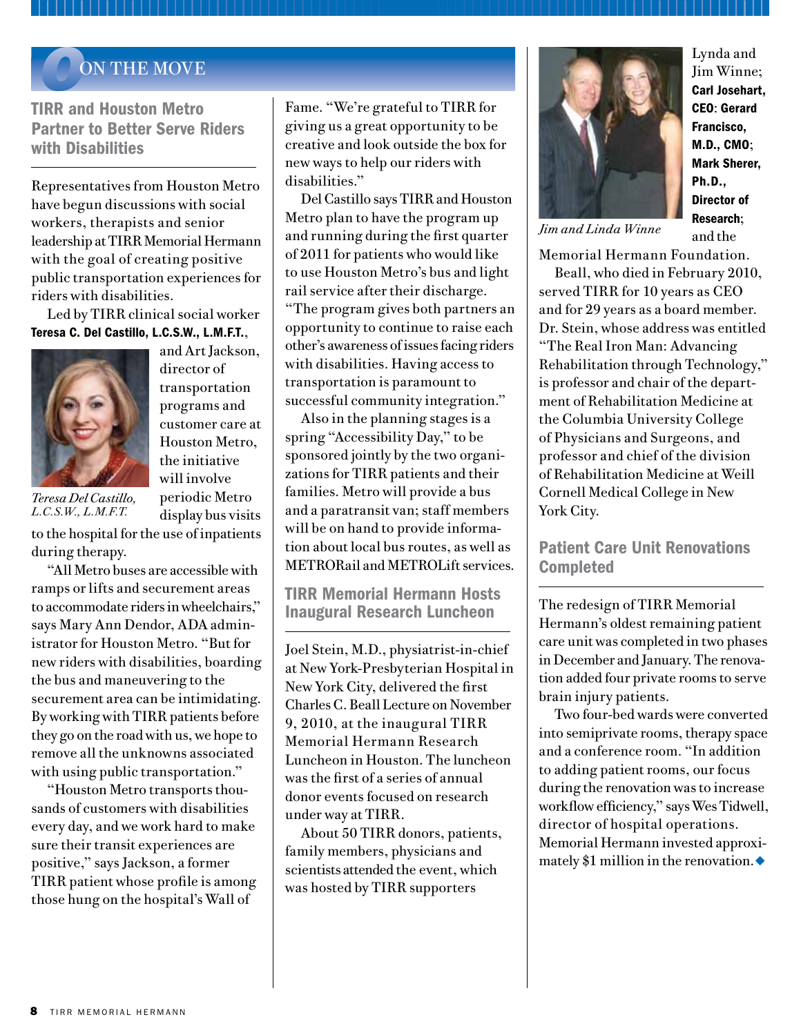# ON THE MOVE

## TIRR and Houston Metro Partner to Better Serve Riders with Disabilities

Representatives from Houston Metro have begun discussions with social workers, therapists and senior leadership at TIRR Memorial Hermann with the goal of creating positive public transportation experiences for riders with disabilities.

Led by TIRR clinical social worker **Teresa C. Del Castillo, L.C.S.W., L.M.F.T.**, and Art Jackson, director of transportation programs and customer care at Houston Metro, the initiative will involve periodic Metro display bus visits to the hospital for the use of inpatients during therapy.

*Teresa Del Castillo, L.C.S.W., L.M.F.T.*

"All Metro buses are accessible with ramps or lifts and securement areas to accommodate riders in wheelchairs," says Mary Ann Dendor, ADA administrator for Houston Metro. "But for new riders with disabilities, boarding the bus and maneuvering to the securement area can be intimidating. By working with TIRR patients before they go on the road with us, we hope to remove all the unknowns associated with using public transportation."

"Houston Metro transports thousands of customers with disabilities every day, and we work hard to make sure their transit experiences are positive," says Jackson, a former TIRR patient whose profile is among those hung on the hospital's Wall of Fame. "We're grateful to TIRR for giving us a great opportunity to be creative and look outside the box for new ways to help our riders with disabilities."

Del Castillo says TIRR and Houston Metro plan to have the program up and running during the first quarter of 2011 for patients who would like to use Houston Metro's bus and light rail service after their discharge. "The program gives both partners an opportunity to continue to raise each other's awareness of issues facing riders with disabilities. Having access to transportation is paramount to successful community integration."

Also in the planning stages is a spring "Accessibility Day," to be sponsored jointly by the two organizations for TIRR patients and their families. Metro will provide a bus and a paratransit van; staff members will be on hand to provide information about local bus routes, as well as METRORail and METROLift services.

## TIRR Memorial Hermann Hosts Inaugural Research Luncheon

Joel Stein, M.D., physiatrist-in-chief at New York-Presbyterian Hospital in New York City, delivered the first Charles C. Beall Lecture on November 9, 2010, at the inaugural TIRR Memorial Hermann Research Luncheon in Houston. The luncheon was the first of a series of annual donor events focused on research under way at TIRR.

About 50 TIRR donors, patients, family members, physicians and scientists attended the event, which was hosted by TIRR supporters Lynda and Jim Winne; **Carl Josehart, CEO**; **Gerard Francisco, M.D., CMO**; **Mark Sherer, Ph.D., Director of Research**; and the Memorial Hermann Foundation.

*Jim and Linda Winne*

Beall, who died in February 2010, served TIRR for 10 years as CEO and for 29 years as a board member. Dr. Stein, whose address was entitled "The Real Iron Man: Advancing Rehabilitation through Technology," is professor and chair of the department of Rehabilitation Medicine at the Columbia University College of Physicians and Surgeons, and professor and chief of the division of Rehabilitation Medicine at Weill Cornell Medical College in New York City.

## Patient Care Unit Renovations Completed

The redesign of TIRR Memorial Hermann's oldest remaining patient care unit was completed in two phases in December and January. The renovation added four private rooms to serve brain injury patients.

Two four-bed wards were converted into semiprivate rooms, therapy space and a conference room. "In addition to adding patient rooms, our focus during the renovation was to increase workflow efficiency," says Wes Tidwell, director of hospital operations. Memorial Hermann invested approximately $1 million in the renovation. ◆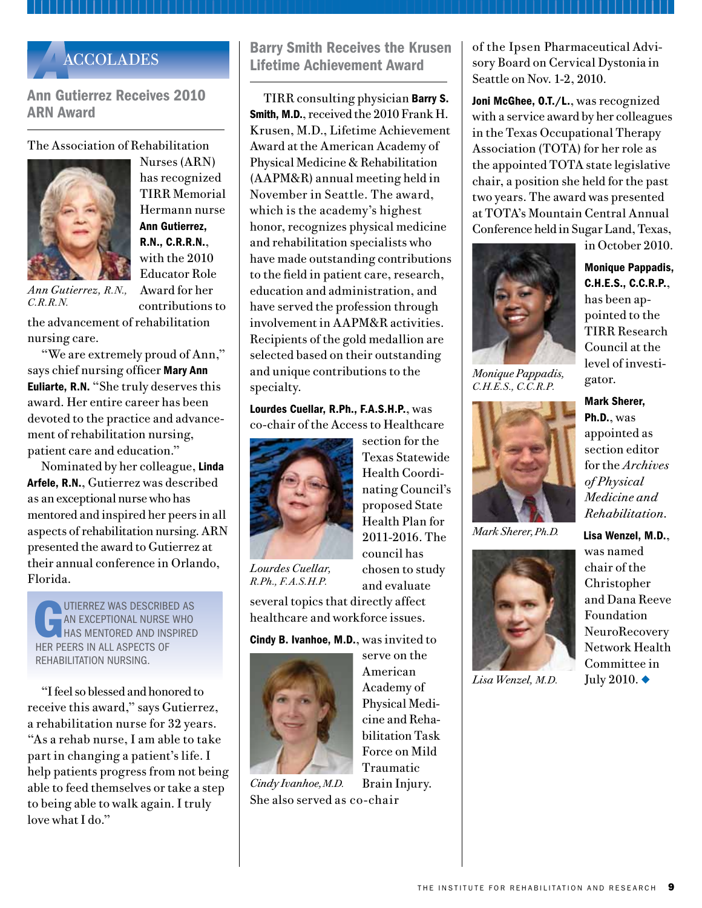# ACCOLADES

## Ann Gutierrez Receives 2010 ARN Award

The Association of Rehabilitation Nurses (ARN) has recognized TIRR Memorial Hermann nurse **Ann Gutierrez, R.N., C.R.R.N.**, with the 2010 Educator Role Award for her contributions to the advancement of rehabilitation nursing care.

*Ann Gutierrez, R.N., C.R.R.N.*

"We are extremely proud of Ann," says chief nursing officer **Mary Ann Euliarte, R.N.** "She truly deserves this award. Her entire career has been devoted to the practice and advancement of rehabilitation nursing, patient care and education."

Nominated by her colleague, **Linda Arfele, R.N.**, Gutierrez was described as an exceptional nurse who has mentored and inspired her peers in all aspects of rehabilitation nursing. ARN presented the award to Gutierrez at their annual conference in Orlando, Florida.

> GUTIERREZ WAS DESCRIBED AS AN EXCEPTIONAL NURSE WHO HAS MENTORED AND INSPIRED HER PEERS IN ALL ASPECTS OF REHABILITATION NURSING.

"I feel so blessed and honored to receive this award," says Gutierrez, a rehabilitation nurse for 32 years. "As a rehab nurse, I am able to take part in changing a patient's life. I help patients progress from not being able to feed themselves or take a step to being able to walk again. I truly love what I do."

## Barry Smith Receives the Krusen Lifetime Achievement Award

TIRR consulting physician **Barry S. Smith, M.D.**, received the 2010 Frank H. Krusen, M.D., Lifetime Achievement Award at the American Academy of Physical Medicine & Rehabilitation (AAPM&R) annual meeting held in November in Seattle. The award, which is the academy's highest honor, recognizes physical medicine and rehabilitation specialists who have made outstanding contributions to the field in patient care, research, education and administration, and have served the profession through involvement in AAPM&R activities. Recipients of the gold medallion are selected based on their outstanding and unique contributions to the specialty.

**Lourdes Cuellar, R.Ph., F.A.S.H.P.**, was co-chair of the Access to Healthcare section for the Texas Statewide Health Coordinating Council's proposed State Health Plan for 2011-2016. The council has chosen to study and evaluate several topics that directly affect healthcare and workforce issues.

*Lourdes Cuellar, R.Ph., F.A.S.H.P.*

**Cindy B. Ivanhoe, M.D.**, was invited to serve on the American Academy of Physical Medicine and Rehabilitation Task Force on Mild Traumatic Brain Injury. She also served as co-chair of the Ipsen Pharmaceutical Advisory Board on Cervical Dystonia in Seattle on Nov. 1-2, 2010.

*Cindy Ivanhoe, M.D.*

**Joni McGhee, O.T./L.**, was recognized with a service award by her colleagues in the Texas Occupational Therapy Association (TOTA) for her role as the appointed TOTA state legislative chair, a position she held for the past two years. The award was presented at TOTA's Mountain Central Annual Conference held in Sugar Land, Texas, in October 2010.

**Monique Pappadis, C.H.E.S., C.C.R.P.**, has been appointed to the TIRR Research Council at the level of investigator.

*Monique Pappadis, C.H.E.S., C.C.R.P.*

**Mark Sherer, Ph.D.**, was appointed as section editor for the *Archives of Physical Medicine and Rehabilitation*.

*Mark Sherer, Ph.D.*

**Lisa Wenzel, M.D.**, was named chair of the Christopher and Dana Reeve Foundation NeuroRecovery Network Health Committee in July 2010.

*Lisa Wenzel, M.D.*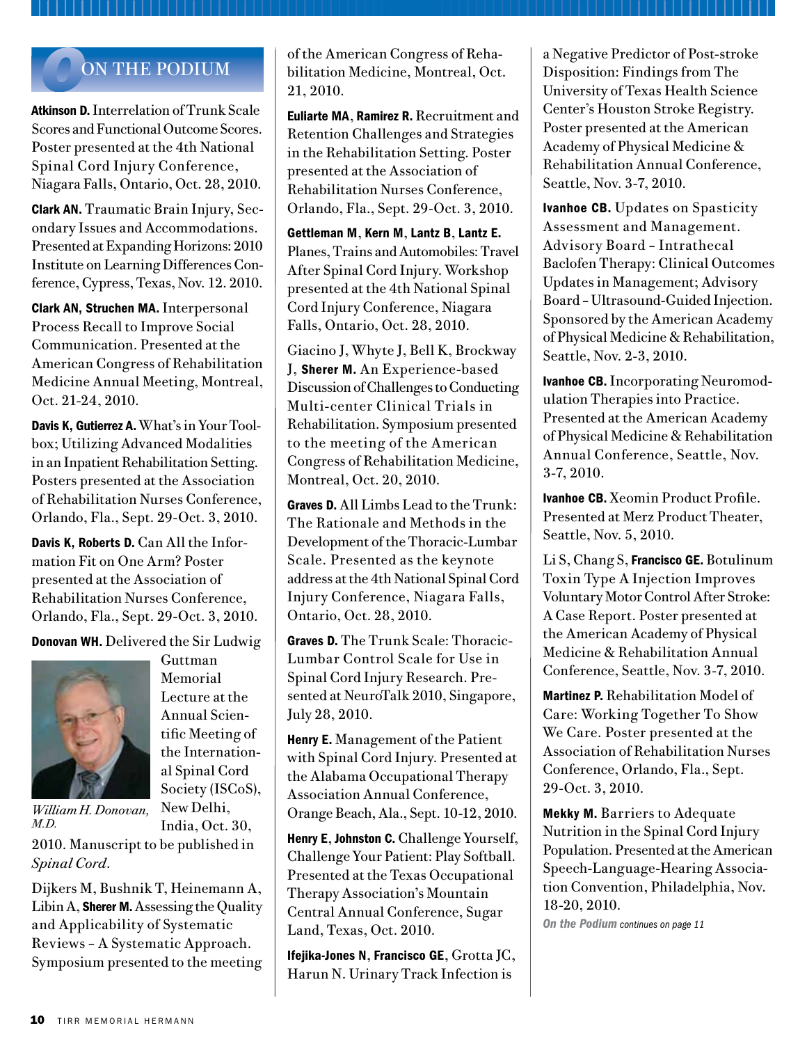## ON THE PODIUM

**Atkinson D.** Interrelation of Trunk Scale Scores and Functional Outcome Scores. Poster presented at the 4th National Spinal Cord Injury Conference, Niagara Falls, Ontario, Oct. 28, 2010.

**Clark AN.** Traumatic Brain Injury, Secondary Issues and Accommodations. Presented at Expanding Horizons: 2010 Institute on Learning Differences Conference, Cypress, Texas, Nov. 12. 2010.

**Clark AN, Struchen MA.** Interpersonal Process Recall to Improve Social Communication. Presented at the American Congress of Rehabilitation Medicine Annual Meeting, Montreal, Oct. 21-24, 2010.

**Davis K, Gutierrez A.** What's in Your Toolbox; Utilizing Advanced Modalities in an Inpatient Rehabilitation Setting. Posters presented at the Association of Rehabilitation Nurses Conference, Orlando, Fla., Sept. 29-Oct. 3, 2010.

**Davis K, Roberts D.** Can All the Information Fit on One Arm? Poster presented at the Association of Rehabilitation Nurses Conference, Orlando, Fla., Sept. 29-Oct. 3, 2010.

**Donovan WH.** Delivered the Sir Ludwig Guttman Memorial Lecture at the Annual Scientific Meeting of the International Spinal Cord Society (ISCoS), New Delhi, India, Oct. 30, 2010. Manuscript to be published in *Spinal Cord*.

*William H. Donovan, M.D.*

Dijkers M, Bushnik T, Heinemann A, Libin A, **Sherer M.** Assessing the Quality and Applicability of Systematic Reviews – A Systematic Approach. Symposium presented to the meeting of the American Congress of Rehabilitation Medicine, Montreal, Oct. 21, 2010.

**Euliarte MA**, **Ramirez R.** Recruitment and Retention Challenges and Strategies in the Rehabilitation Setting. Poster presented at the Association of Rehabilitation Nurses Conference, Orlando, Fla., Sept. 29-Oct. 3, 2010.

**Gettleman M**, **Kern M**, **Lantz B**, **Lantz E.** Planes, Trains and Automobiles: Travel After Spinal Cord Injury. Workshop presented at the 4th National Spinal Cord Injury Conference, Niagara Falls, Ontario, Oct. 28, 2010.

Giacino J, Whyte J, Bell K, Brockway J, **Sherer M.** An Experience-based Discussion of Challenges to Conducting Multi-center Clinical Trials in Rehabilitation. Symposium presented to the meeting of the American Congress of Rehabilitation Medicine, Montreal, Oct. 20, 2010.

**Graves D.** All Limbs Lead to the Trunk: The Rationale and Methods in the Development of the Thoracic-Lumbar Scale. Presented as the keynote address at the 4th National Spinal Cord Injury Conference, Niagara Falls, Ontario, Oct. 28, 2010.

**Graves D.** The Trunk Scale: Thoracic-Lumbar Control Scale for Use in Spinal Cord Injury Research. Presented at NeuroTalk 2010, Singapore, July 28, 2010.

**Henry E.** Management of the Patient with Spinal Cord Injury. Presented at the Alabama Occupational Therapy Association Annual Conference, Orange Beach, Ala., Sept. 10-12, 2010.

**Henry E**, **Johnston C.** Challenge Yourself, Challenge Your Patient: Play Softball. Presented at the Texas Occupational Therapy Association's Mountain Central Annual Conference, Sugar Land, Texas, Oct. 2010.

**Ifejika-Jones N**, **Francisco GE**, Grotta JC, Harun N. Urinary Track Infection is a Negative Predictor of Post-stroke Disposition: Findings from The University of Texas Health Science Center's Houston Stroke Registry. Poster presented at the American Academy of Physical Medicine & Rehabilitation Annual Conference, Seattle, Nov. 3-7, 2010.

**Ivanhoe CB.** Updates on Spasticity Assessment and Management. Advisory Board – Intrathecal Baclofen Therapy: Clinical Outcomes Updates in Management; Advisory Board – Ultrasound-Guided Injection. Sponsored by the American Academy of Physical Medicine & Rehabilitation, Seattle, Nov. 2-3, 2010.

**Ivanhoe CB.** Incorporating Neuromodulation Therapies into Practice. Presented at the American Academy of Physical Medicine & Rehabilitation Annual Conference, Seattle, Nov. 3-7, 2010.

**Ivanhoe CB.** Xeomin Product Profile. Presented at Merz Product Theater, Seattle, Nov. 5, 2010.

Li S, Chang S, **Francisco GE.** Botulinum Toxin Type A Injection Improves Voluntary Motor Control After Stroke: A Case Report. Poster presented at the American Academy of Physical Medicine & Rehabilitation Annual Conference, Seattle, Nov. 3-7, 2010.

**Martinez P.** Rehabilitation Model of Care: Working Together To Show We Care. Poster presented at the Association of Rehabilitation Nurses Conference, Orlando, Fla., Sept. 29-Oct. 3, 2010.

**Mekky M.** Barriers to Adequate Nutrition in the Spinal Cord Injury Population. Presented at the American Speech-Language-Hearing Association Convention, Philadelphia, Nov. 18-20, 2010.

***On the Podium*** *continues on page 11*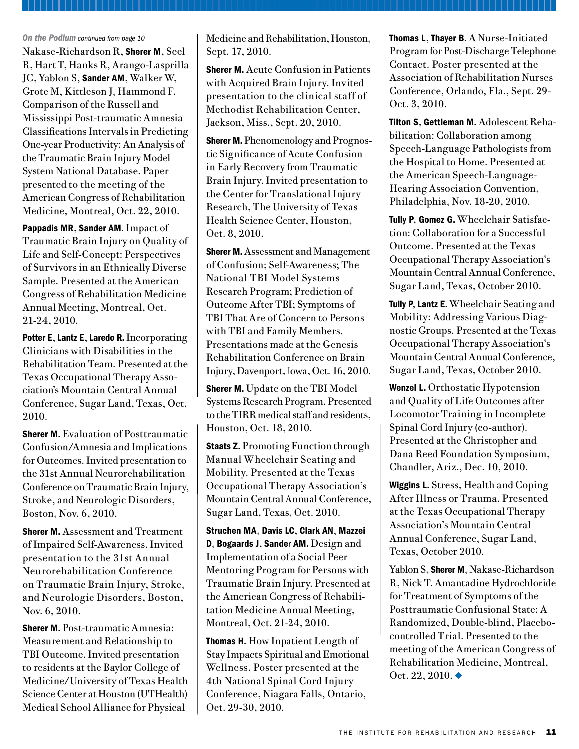*On the Podium continued from page 10*

Nakase-Richardson R, **Sherer M**, Seel R, Hart T, Hanks R, Arango-Lasprilla JC, Yablon S, **Sander AM**, Walker W, Grote M, Kittleson J, Hammond F. Comparison of the Russell and Mississippi Post-traumatic Amnesia Classifications Intervals in Predicting One-year Productivity: An Analysis of the Traumatic Brain Injury Model System National Database. Paper presented to the meeting of the American Congress of Rehabilitation Medicine, Montreal, Oct. 22, 2010.

**Pappadis MR**, **Sander AM.** Impact of Traumatic Brain Injury on Quality of Life and Self-Concept: Perspectives of Survivors in an Ethnically Diverse Sample. Presented at the American Congress of Rehabilitation Medicine Annual Meeting, Montreal, Oct. 21-24, 2010.

**Potter E**, **Lantz E**, **Laredo R.** Incorporating Clinicians with Disabilities in the Rehabilitation Team. Presented at the Texas Occupational Therapy Association's Mountain Central Annual Conference, Sugar Land, Texas, Oct. 2010.

**Sherer M.** Evaluation of Posttraumatic Confusion/Amnesia and Implications for Outcomes. Invited presentation to the 31st Annual Neurorehabilitation Conference on Traumatic Brain Injury, Stroke, and Neurologic Disorders, Boston, Nov. 6, 2010.

**Sherer M.** Assessment and Treatment of Impaired Self-Awareness. Invited presentation to the 31st Annual Neurorehabilitation Conference on Traumatic Brain Injury, Stroke, and Neurologic Disorders, Boston, Nov. 6, 2010.

**Sherer M.** Post-traumatic Amnesia: Measurement and Relationship to TBI Outcome. Invited presentation to residents at the Baylor College of Medicine/University of Texas Health Science Center at Houston (UTHealth) Medical School Alliance for Physical Medicine and Rehabilitation, Houston, Sept. 17, 2010.

**Sherer M.** Acute Confusion in Patients with Acquired Brain Injury. Invited presentation to the clinical staff of Methodist Rehabilitation Center, Jackson, Miss., Sept. 20, 2010.

**Sherer M.** Phenomenology and Prognostic Significance of Acute Confusion in Early Recovery from Traumatic Brain Injury. Invited presentation to the Center for Translational Injury Research, The University of Texas Health Science Center, Houston, Oct. 8, 2010.

**Sherer M.** Assessment and Management of Confusion; Self-Awareness; The National TBI Model Systems Research Program; Prediction of Outcome After TBI; Symptoms of TBI That Are of Concern to Persons with TBI and Family Members. Presentations made at the Genesis Rehabilitation Conference on Brain Injury, Davenport, Iowa, Oct. 16, 2010.

**Sherer M.** Update on the TBI Model Systems Research Program. Presented to the TIRR medical staff and residents, Houston, Oct. 18, 2010.

**Staats Z.** Promoting Function through Manual Wheelchair Seating and Mobility. Presented at the Texas Occupational Therapy Association's Mountain Central Annual Conference, Sugar Land, Texas, Oct. 2010.

**Struchen MA**, **Davis LC**, **Clark AN**, **Mazzei D**, **Bogaards J**, **Sander AM.** Design and Implementation of a Social Peer Mentoring Program for Persons with Traumatic Brain Injury. Presented at the American Congress of Rehabilitation Medicine Annual Meeting, Montreal, Oct. 21-24, 2010.

**Thomas H.** How Inpatient Length of Stay Impacts Spiritual and Emotional Wellness. Poster presented at the 4th National Spinal Cord Injury Conference, Niagara Falls, Ontario, Oct. 29-30, 2010.

**Thomas L**, **Thayer B.** A Nurse-Initiated Program for Post-Discharge Telephone Contact. Poster presented at the Association of Rehabilitation Nurses Conference, Orlando, Fla., Sept. 29-Oct. 3, 2010.

**Tilton S**, **Gettleman M.** Adolescent Rehabilitation: Collaboration among Speech-Language Pathologists from the Hospital to Home. Presented at the American Speech-Language-Hearing Association Convention, Philadelphia, Nov. 18-20, 2010.

**Tully P**, **Gomez G.** Wheelchair Satisfaction: Collaboration for a Successful Outcome. Presented at the Texas Occupational Therapy Association's Mountain Central Annual Conference, Sugar Land, Texas, October 2010.

**Tully P**, **Lantz E.** Wheelchair Seating and Mobility: Addressing Various Diagnostic Groups. Presented at the Texas Occupational Therapy Association's Mountain Central Annual Conference, Sugar Land, Texas, October 2010.

**Wenzel L.** Orthostatic Hypotension and Quality of Life Outcomes after Locomotor Training in Incomplete Spinal Cord Injury (co-author). Presented at the Christopher and Dana Reed Foundation Symposium, Chandler, Ariz., Dec. 10, 2010.

**Wiggins L.** Stress, Health and Coping After Illness or Trauma. Presented at the Texas Occupational Therapy Association's Mountain Central Annual Conference, Sugar Land, Texas, October 2010.

Yablon S, **Sherer M**, Nakase-Richardson R, Nick T. Amantadine Hydrochloride for Treatment of Symptoms of the Posttraumatic Confusional State: A Randomized, Double-blind, Placebo-controlled Trial. Presented to the meeting of the American Congress of Rehabilitation Medicine, Montreal, Oct. 22, 2010. ◆